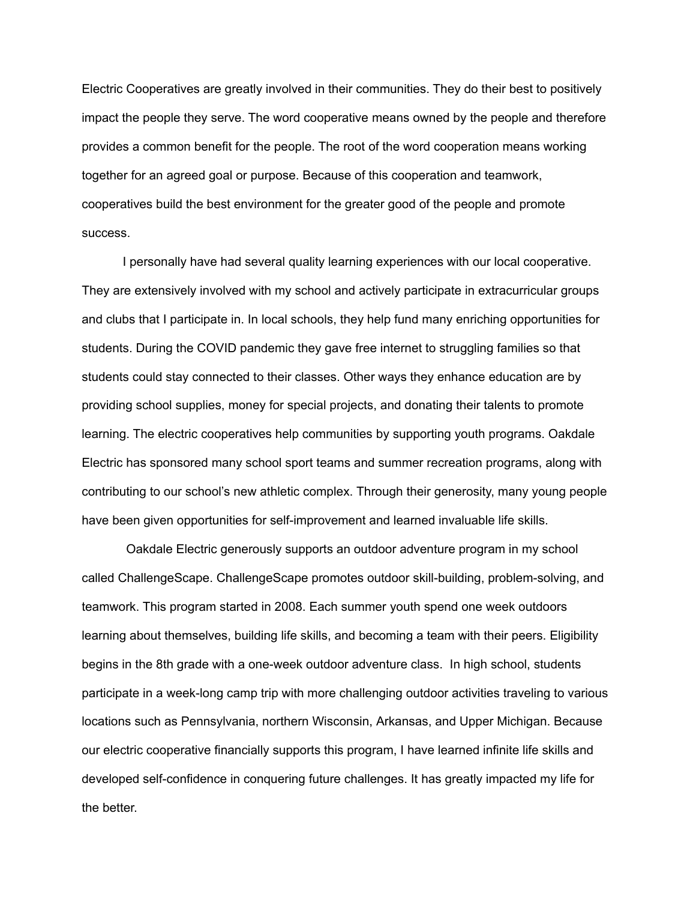Electric Cooperatives are greatly involved in their communities. They do their best to positively impact the people they serve. The word cooperative means owned by the people and therefore provides a common benefit for the people. The root of the word cooperation means working together for an agreed goal or purpose. Because of this cooperation and teamwork, cooperatives build the best environment for the greater good of the people and promote success.

I personally have had several quality learning experiences with our local cooperative. They are extensively involved with my school and actively participate in extracurricular groups and clubs that I participate in. In local schools, they help fund many enriching opportunities for students. During the COVID pandemic they gave free internet to struggling families so that students could stay connected to their classes. Other ways they enhance education are by providing school supplies, money for special projects, and donating their talents to promote learning. The electric cooperatives help communities by supporting youth programs. Oakdale Electric has sponsored many school sport teams and summer recreation programs, along with contributing to our school's new athletic complex. Through their generosity, many young people have been given opportunities for self-improvement and learned invaluable life skills.

Oakdale Electric generously supports an outdoor adventure program in my school called ChallengeScape. ChallengeScape promotes outdoor skill-building, problem-solving, and teamwork. This program started in 2008. Each summer youth spend one week outdoors learning about themselves, building life skills, and becoming a team with their peers. Eligibility begins in the 8th grade with a one-week outdoor adventure class. In high school, students participate in a week-long camp trip with more challenging outdoor activities traveling to various locations such as Pennsylvania, northern Wisconsin, Arkansas, and Upper Michigan. Because our electric cooperative financially supports this program, I have learned infinite life skills and developed self-confidence in conquering future challenges. It has greatly impacted my life for the better.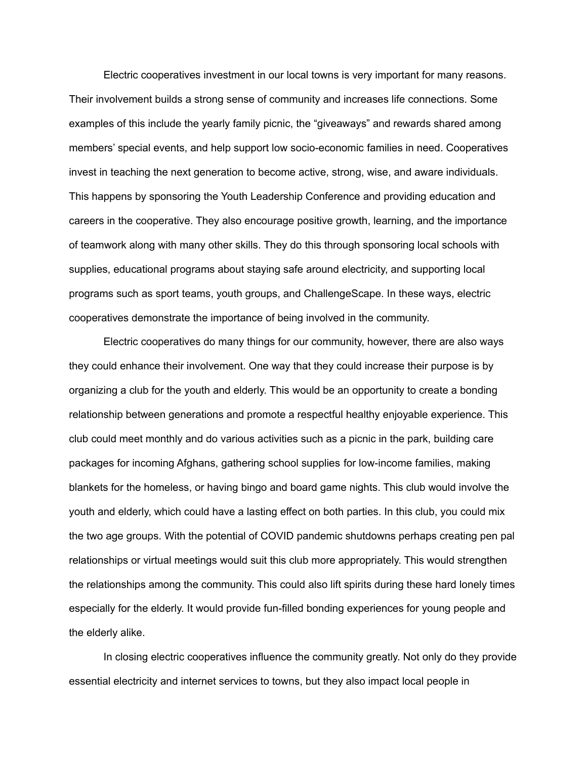Electric cooperatives investment in our local towns is very important for many reasons. Their involvement builds a strong sense of community and increases life connections. Some examples of this include the yearly family picnic, the “giveaways” and rewards shared among members’ special events, and help support low socio-economic families in need. Cooperatives invest in teaching the next generation to become active, strong, wise, and aware individuals. This happens by sponsoring the Youth Leadership Conference and providing education and careers in the cooperative. They also encourage positive growth, learning, and the importance of teamwork along with many other skills. They do this through sponsoring local schools with supplies, educational programs about staying safe around electricity, and supporting local programs such as sport teams, youth groups, and ChallengeScape. In these ways, electric cooperatives demonstrate the importance of being involved in the community.

Electric cooperatives do many things for our community, however, there are also ways they could enhance their involvement. One way that they could increase their purpose is by organizing a club for the youth and elderly. This would be an opportunity to create a bonding relationship between generations and promote a respectful healthy enjoyable experience. This club could meet monthly and do various activities such as a picnic in the park, building care packages for incoming Afghans, gathering school supplies for low-income families, making blankets for the homeless, or having bingo and board game nights. This club would involve the youth and elderly, which could have a lasting effect on both parties. In this club, you could mix the two age groups. With the potential of COVID pandemic shutdowns perhaps creating pen pal relationships or virtual meetings would suit this club more appropriately. This would strengthen the relationships among the community. This could also lift spirits during these hard lonely times especially for the elderly. It would provide fun-filled bonding experiences for young people and the elderly alike.

In closing electric cooperatives influence the community greatly. Not only do they provide essential electricity and internet services to towns, but they also impact local people in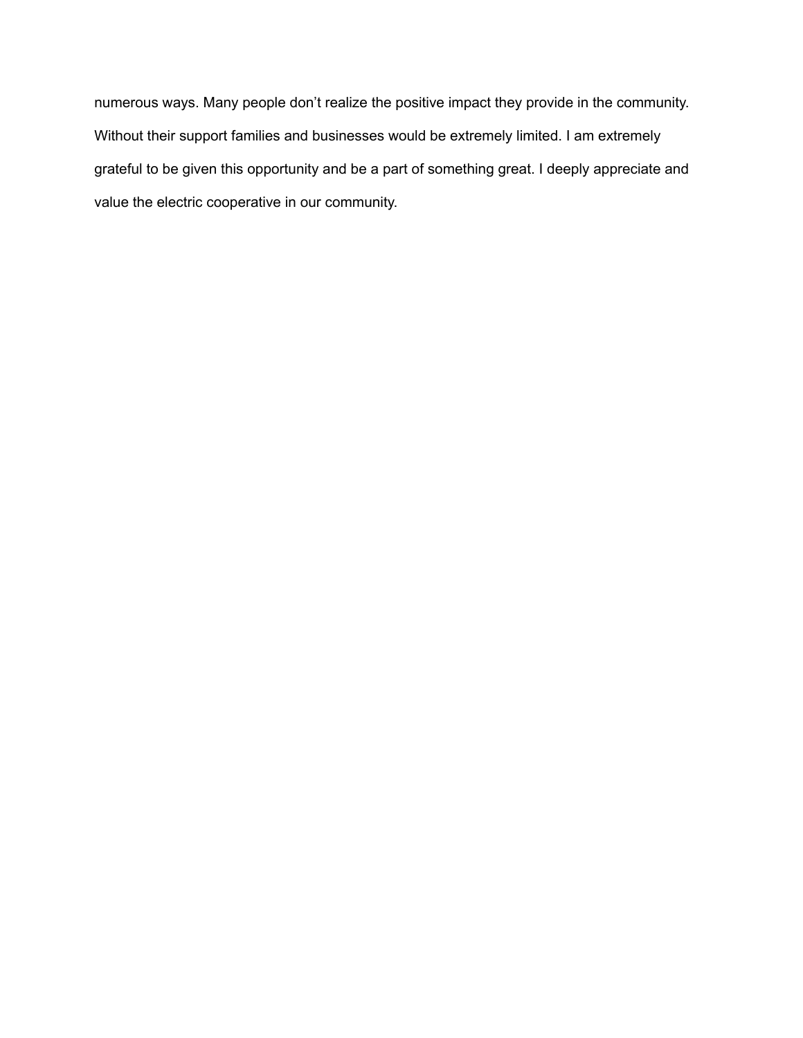numerous ways. Many people don't realize the positive impact they provide in the community. Without their support families and businesses would be extremely limited. I am extremely grateful to be given this opportunity and be a part of something great. I deeply appreciate and value the electric cooperative in our community.